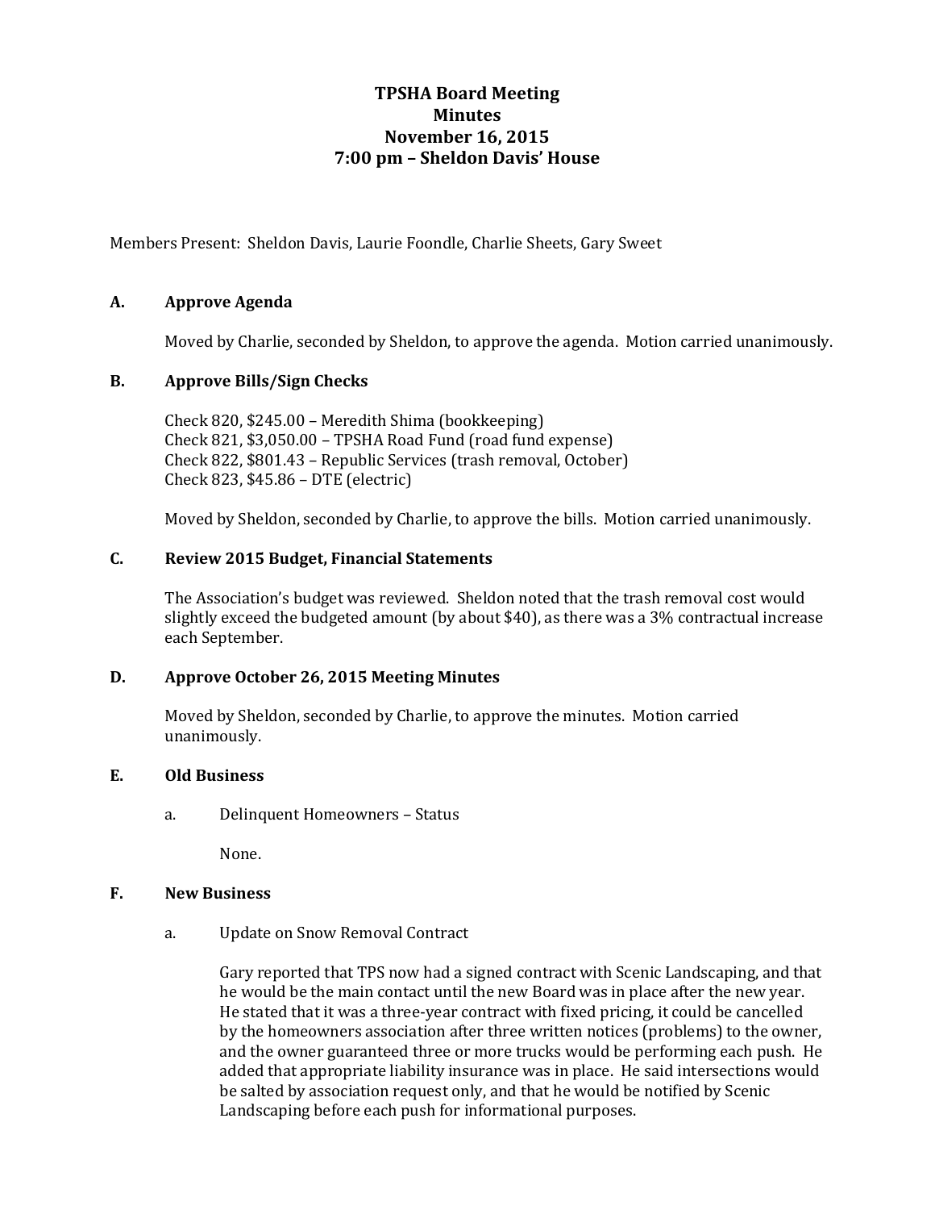# TPSHA Board Meeting
# Minutes
# November 16, 2015
# 7:00 pm – Sheldon Davis' House

Members Present: Sheldon Davis, Laurie Foondle, Charlie Sheets, Gary Sweet

## A. Approve Agenda

Moved by Charlie, seconded by Sheldon, to approve the agenda. Motion carried unanimously.

## B. Approve Bills/Sign Checks

Check 820, $245.00 – Meredith Shima (bookkeeping)
Check 821, $3,050.00 – TPSHA Road Fund (road fund expense)
Check 822, $801.43 – Republic Services (trash removal, October)
Check 823, $45.86 – DTE (electric)

Moved by Sheldon, seconded by Charlie, to approve the bills. Motion carried unanimously.

## C. Review 2015 Budget, Financial Statements

The Association's budget was reviewed. Sheldon noted that the trash removal cost would slightly exceed the budgeted amount (by about $40), as there was a 3% contractual increase each September.

## D. Approve October 26, 2015 Meeting Minutes

Moved by Sheldon, seconded by Charlie, to approve the minutes. Motion carried unanimously.

## E. Old Business

a. Delinquent Homeowners – Status

None.

## F. New Business

a. Update on Snow Removal Contract

Gary reported that TPS now had a signed contract with Scenic Landscaping, and that he would be the main contact until the new Board was in place after the new year. He stated that it was a three-year contract with fixed pricing, it could be cancelled by the homeowners association after three written notices (problems) to the owner, and the owner guaranteed three or more trucks would be performing each push. He added that appropriate liability insurance was in place. He said intersections would be salted by association request only, and that he would be notified by Scenic Landscaping before each push for informational purposes.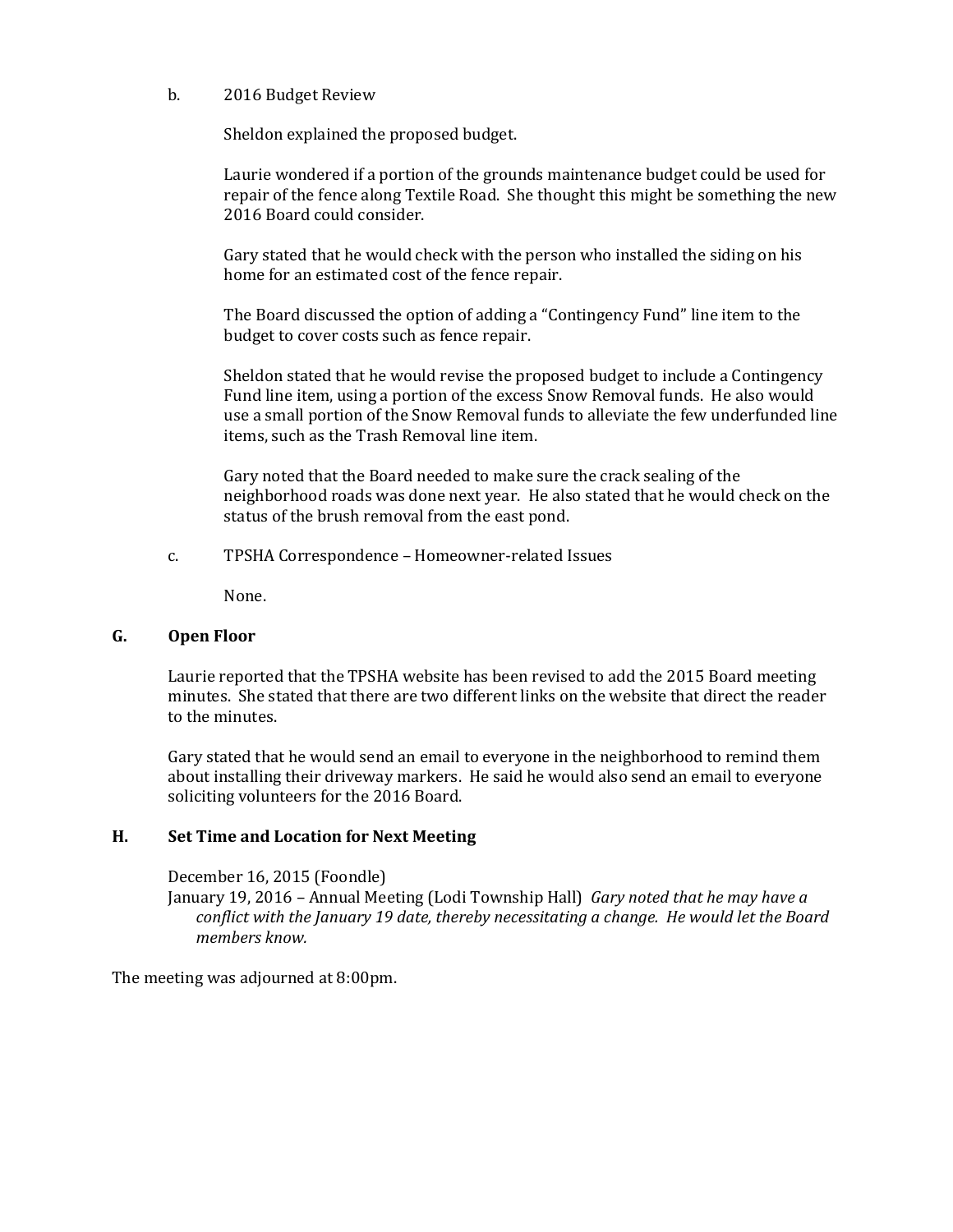b. 2016 Budget Review

Sheldon explained the proposed budget.

Laurie wondered if a portion of the grounds maintenance budget could be used for repair of the fence along Textile Road. She thought this might be something the new 2016 Board could consider.

Gary stated that he would check with the person who installed the siding on his home for an estimated cost of the fence repair.

The Board discussed the option of adding a "Contingency Fund" line item to the budget to cover costs such as fence repair.

Sheldon stated that he would revise the proposed budget to include a Contingency Fund line item, using a portion of the excess Snow Removal funds. He also would use a small portion of the Snow Removal funds to alleviate the few underfunded line items, such as the Trash Removal line item.

Gary noted that the Board needed to make sure the crack sealing of the neighborhood roads was done next year. He also stated that he would check on the status of the brush removal from the east pond.

c. TPSHA Correspondence – Homeowner-related Issues

None.

## G. Open Floor

Laurie reported that the TPSHA website has been revised to add the 2015 Board meeting minutes. She stated that there are two different links on the website that direct the reader to the minutes.

Gary stated that he would send an email to everyone in the neighborhood to remind them about installing their driveway markers. He said he would also send an email to everyone soliciting volunteers for the 2016 Board.

## H. Set Time and Location for Next Meeting

December 16, 2015 (Foondle)
January 19, 2016 – Annual Meeting (Lodi Township Hall) *Gary noted that he may have a conflict with the January 19 date, thereby necessitating a change. He would let the Board members know.*

The meeting was adjourned at 8:00pm.